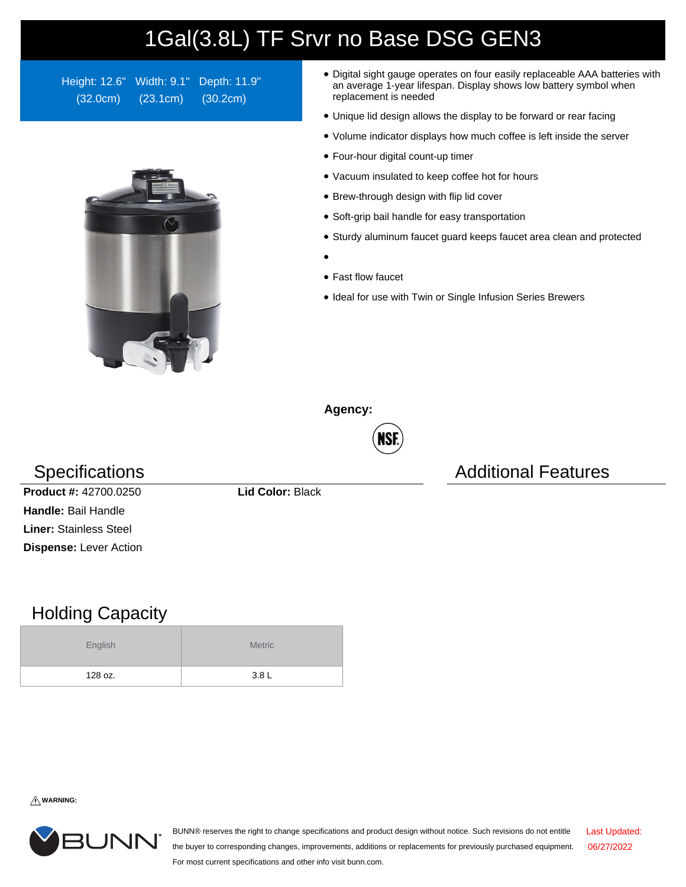# 1Gal(3.8L) TF Srvr no Base DSG GEN3

Height: 12.6" (32.0cm) Width: 9.1" (23.1cm) Depth: 11.9" (30.2cm)

- Digital sight gauge operates on four easily replaceable AAA batteries with an average 1-year lifespan. Display shows low battery symbol when replacement is needed
- Unique lid design allows the display to be forward or rear facing
- Volume indicator displays how much coffee is left inside the server
- Four-hour digital count-up timer
- Vacuum insulated to keep coffee hot for hours
- Brew-through design with flip lid cover
- Soft-grip bail handle for easy transportation
- Sturdy aluminum faucet guard keeps faucet area clean and protected
- 
- Fast flow faucet
- Ideal for use with Twin or Single Infusion Series Brewers

**Agency:**

NSF

## Specifications

**Product #:** 42700.0250

**Lid Color:** Black

**Handle:** Bail Handle

**Liner:** Stainless Steel

**Dispense:** Lever Action

## Additional Features

## Holding Capacity

| English | Metric |
|---|---|
| 128 oz. | 3.8 L |

⚠ **WARNING:**

BUNN

BUNN® reserves the right to change specifications and product design without notice. Such revisions do not entitle the buyer to corresponding changes, improvements, additions or replacements for previously purchased equipment. For most current specifications and other info visit bunn.com.

Last Updated: 06/27/2022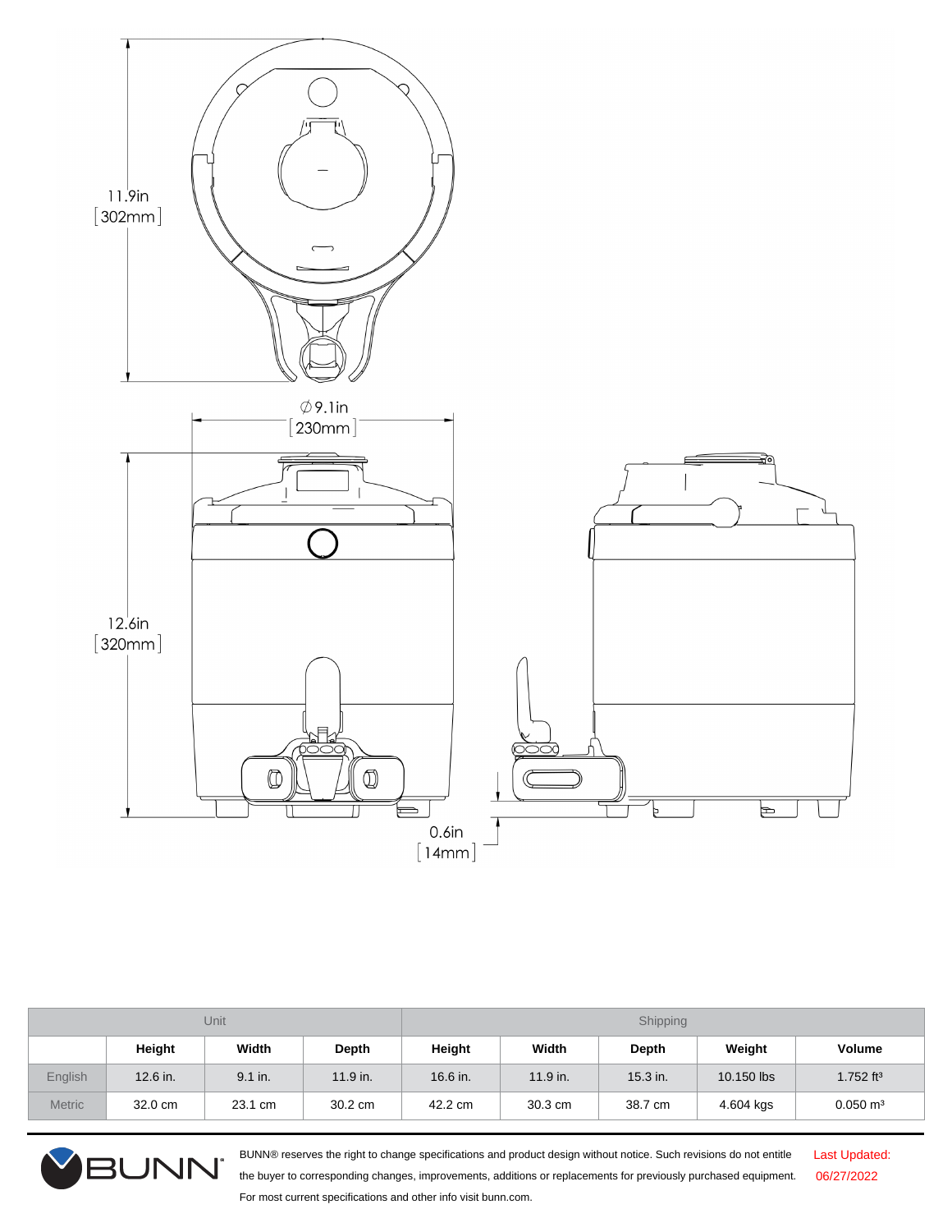11.9in
[302mm]

∅9.1in
[230mm]

12.6in
[320mm]

0.6in
[14mm]

| Unit | | | | Shipping | | | | |
|---|---|---|---|---|---|---|---|---|
| | Height | Width | Depth | Height | Width | Depth | Weight | Volume |
| English | 12.6 in. | 9.1 in. | 11.9 in. | 16.6 in. | 11.9 in. | 15.3 in. | 10.150 lbs | 1.752 $ft^3$ |
| Metric | 32.0 cm | 23.1 cm | 30.2 cm | 42.2 cm | 30.3 cm | 38.7 cm | 4.604 kgs | 0.050 $m^3$ |

BUNN® reserves the right to change specifications and product design without notice. Such revisions do not entitle the buyer to corresponding changes, improvements, additions or replacements for previously purchased equipment. For most current specifications and other info visit bunn.com.

Last Updated: 06/27/2022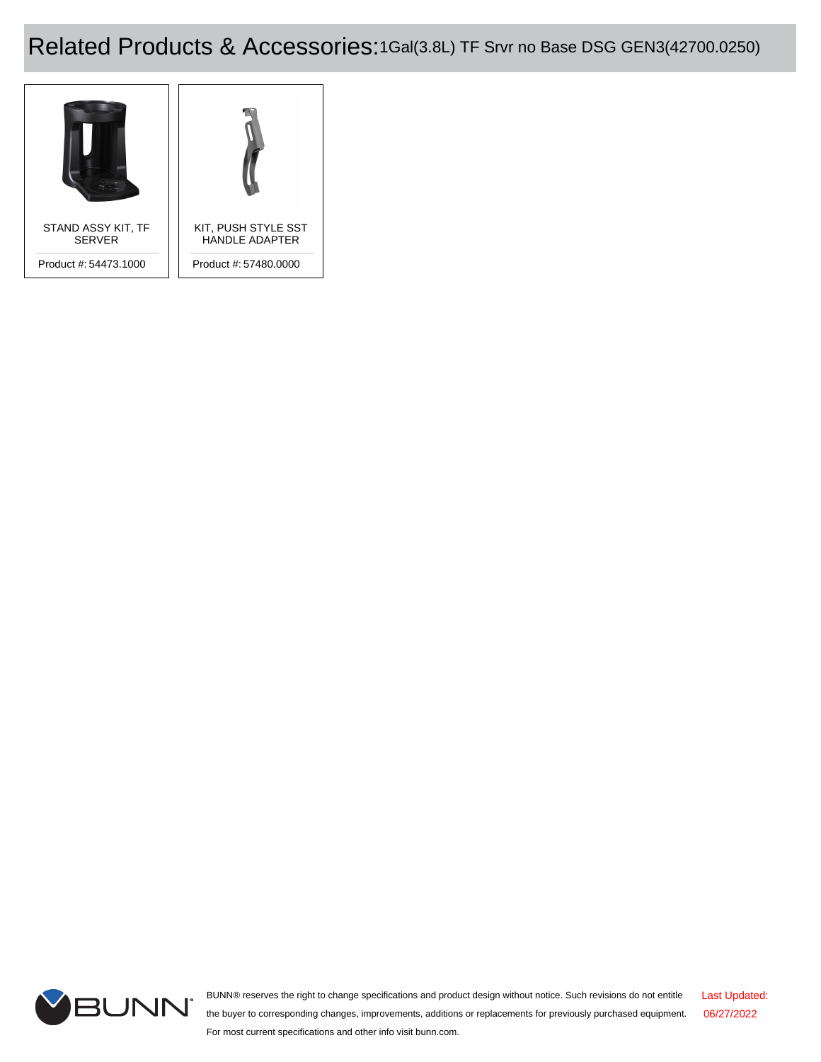# Related Products & Accessories: 1Gal(3.8L) TF Srvr no Base DSG GEN3(42700.0250)

STAND ASSY KIT, TF SERVER

Product #: 54473.1000

KIT, PUSH STYLE SST HANDLE ADAPTER

Product #: 57480.0000

BUNN® reserves the right to change specifications and product design without notice. Such revisions do not entitle the buyer to corresponding changes, improvements, additions or replacements for previously purchased equipment. For most current specifications and other info visit bunn.com.

Last Updated: 06/27/2022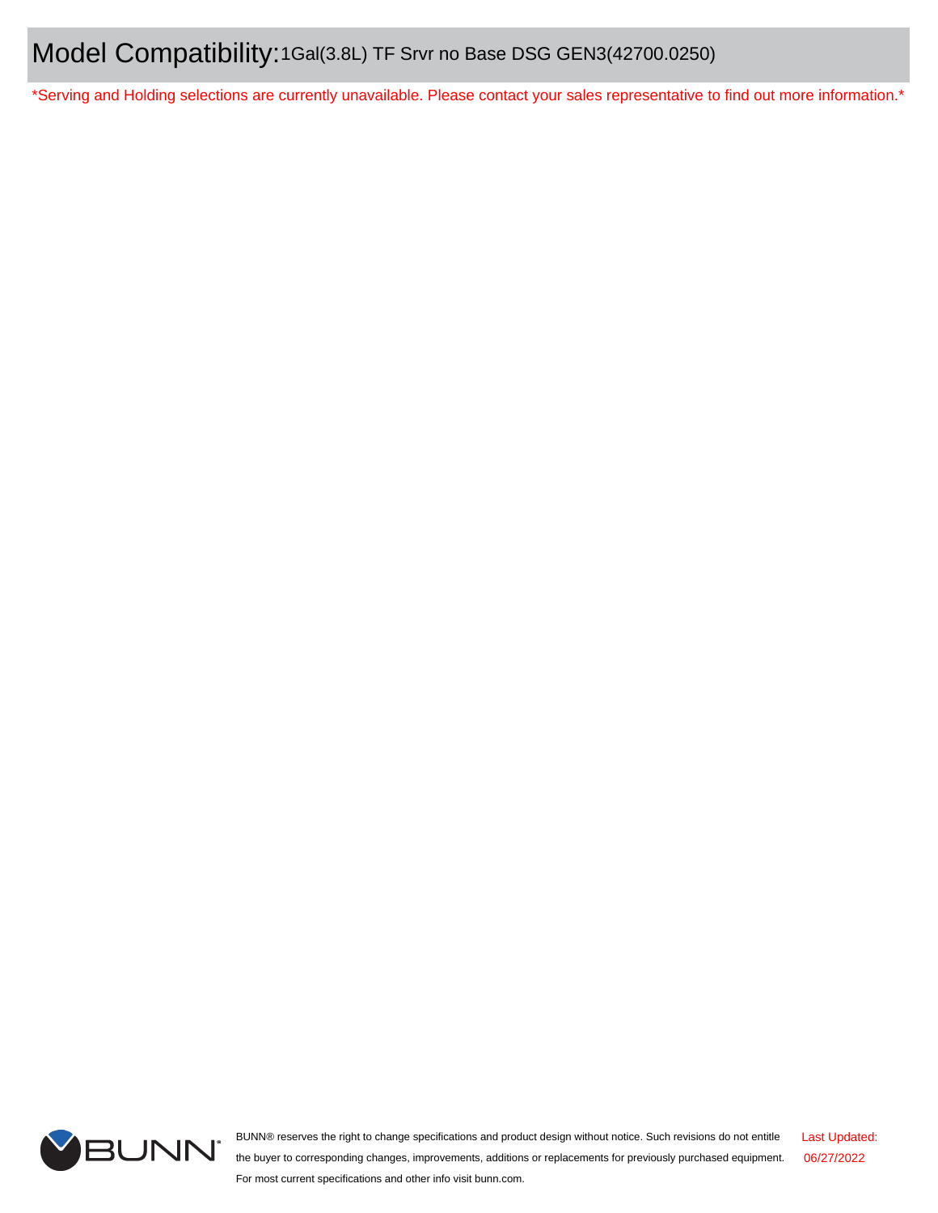# Model Compatibility: 1Gal(3.8L) TF Srvr no Base DSG GEN3(42700.0250)

*Serving and Holding selections are currently unavailable. Please contact your sales representative to find out more information.*

BUNN® reserves the right to change specifications and product design without notice. Such revisions do not entitle the buyer to corresponding changes, improvements, additions or replacements for previously purchased equipment. For most current specifications and other info visit bunn.com.

Last Updated: 06/27/2022